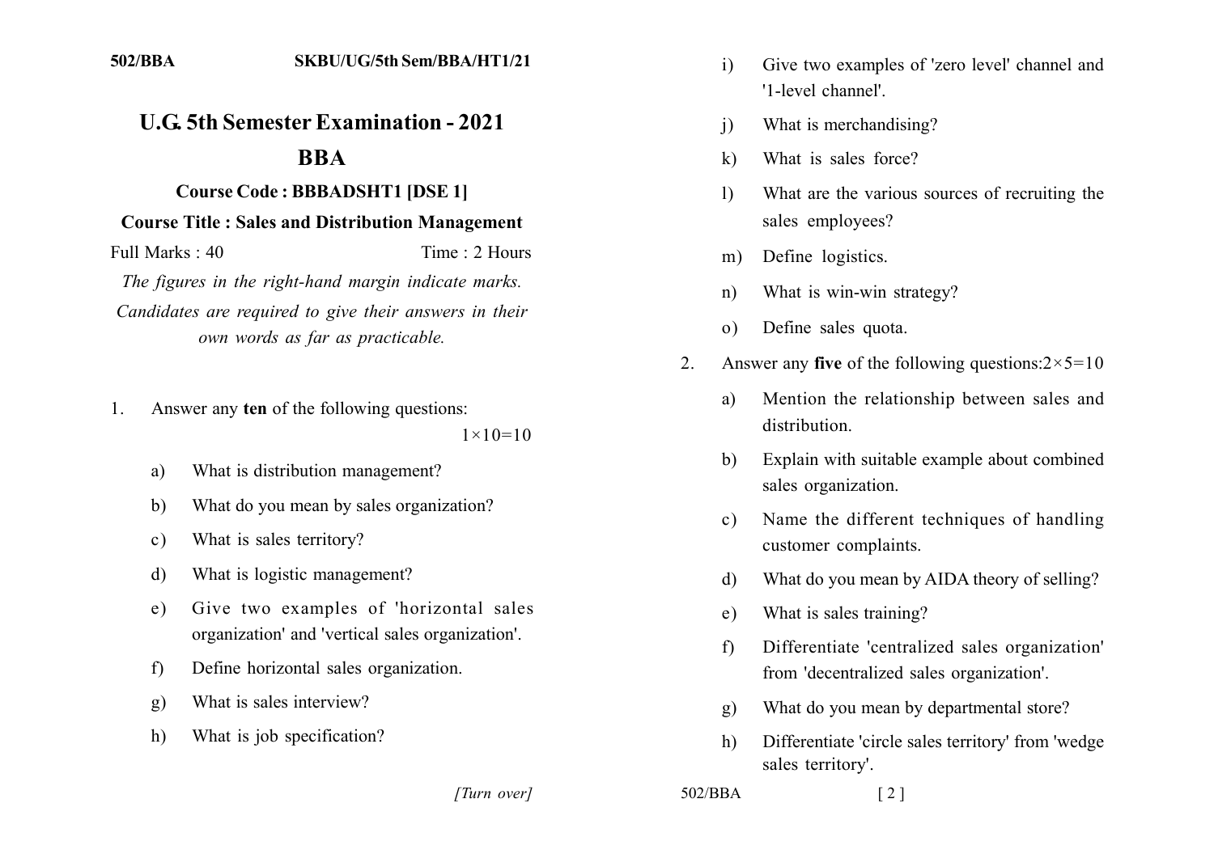# U.G. 5th Semester Examination - 2021

## BBA

### Course Code : BBBADSHT1 [DSE 1]

### Course Title : Sales and Distribution Management

Full Marks : 40 Time : 2 Hours

*The figures in the right-hand margin indicate marks.*

*Candidates are required to give their answers in their own words as far as practicable.*

1. Answer any **ten** of the following questions: $1\times10=10$

   a) What is distribution management?

   b) What do you mean by sales organization?

   c) What is sales territory?

   d) What is logistic management?

   e) Give two examples of 'horizontal sales organization' and 'vertical sales organization'.

   f) Define horizontal sales organization.

   g) What is sales interview?

   h) What is job specification?

   i) Give two examples of 'zero level' channel and '1-level channel'.

   j) What is merchandising?

   k) What is sales force?

   l) What are the various sources of recruiting the sales employees?

   m) Define logistics.

   n) What is win-win strategy?

   o) Define sales quota.

2. Answer any **five** of the following questions: $2\times5=10$

   a) Mention the relationship between sales and distribution.

   b) Explain with suitable example about combined sales organization.

   c) Name the different techniques of handling customer complaints.

   d) What do you mean by AIDA theory of selling?

   e) What is sales training?

   f) Differentiate 'centralized sales organization' from 'decentralized sales organization'.

   g) What do you mean by departmental store?

   h) Differentiate 'circle sales territory' from 'wedge sales territory'.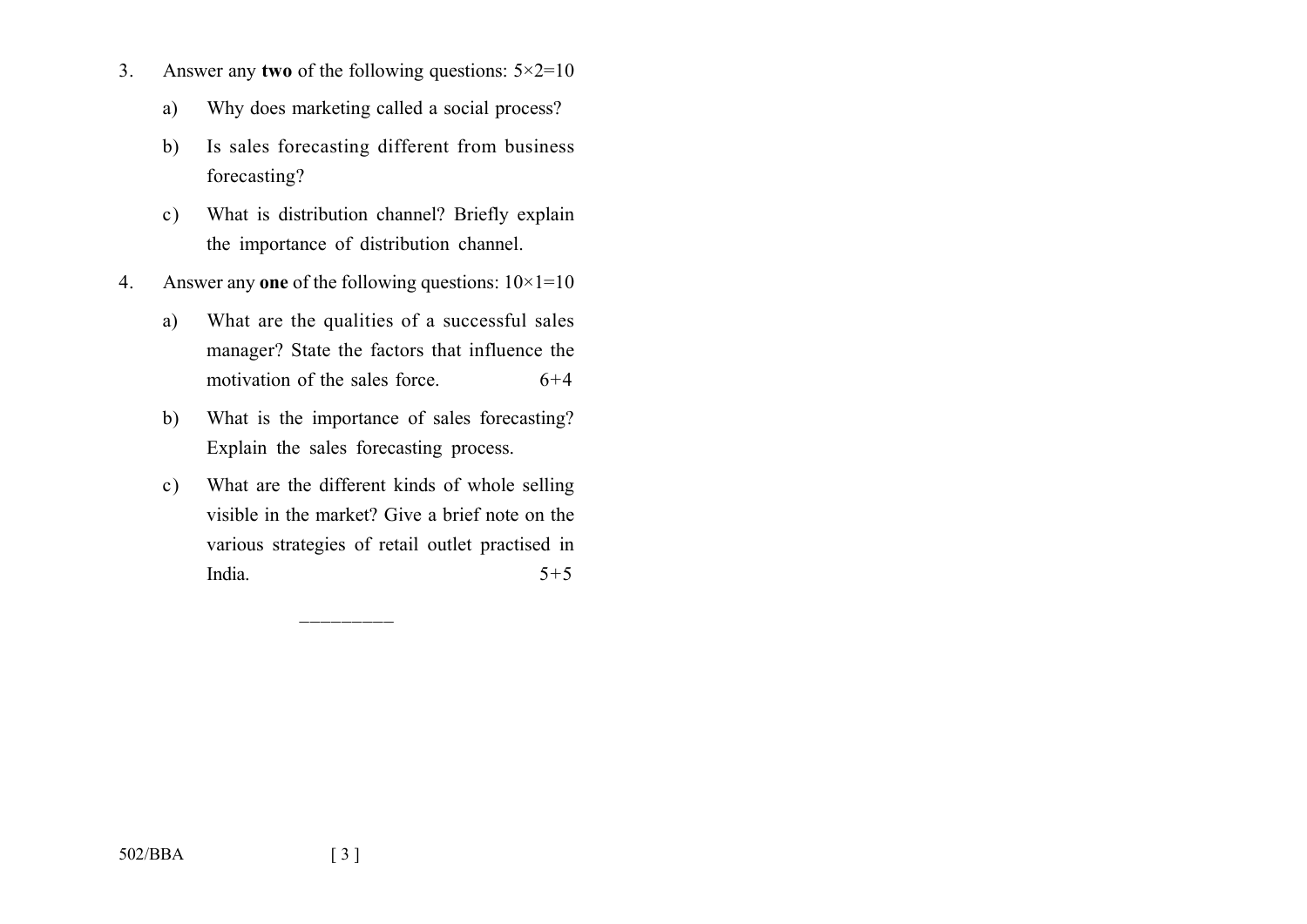3. Answer any **two** of the following questions: 5×2=10

   a) Why does marketing called a social process?

   b) Is sales forecasting different from business forecasting?

   c) What is distribution channel? Briefly explain the importance of distribution channel.

4. Answer any **one** of the following questions: 10×1=10

   a) What are the qualities of a successful sales manager? State the factors that influence the motivation of the sales force. 6+4

   b) What is the importance of sales forecasting? Explain the sales forecasting process.

   c) What are the different kinds of whole selling visible in the market? Give a brief note on the various strategies of retail outlet practised in India. 5+5

———————